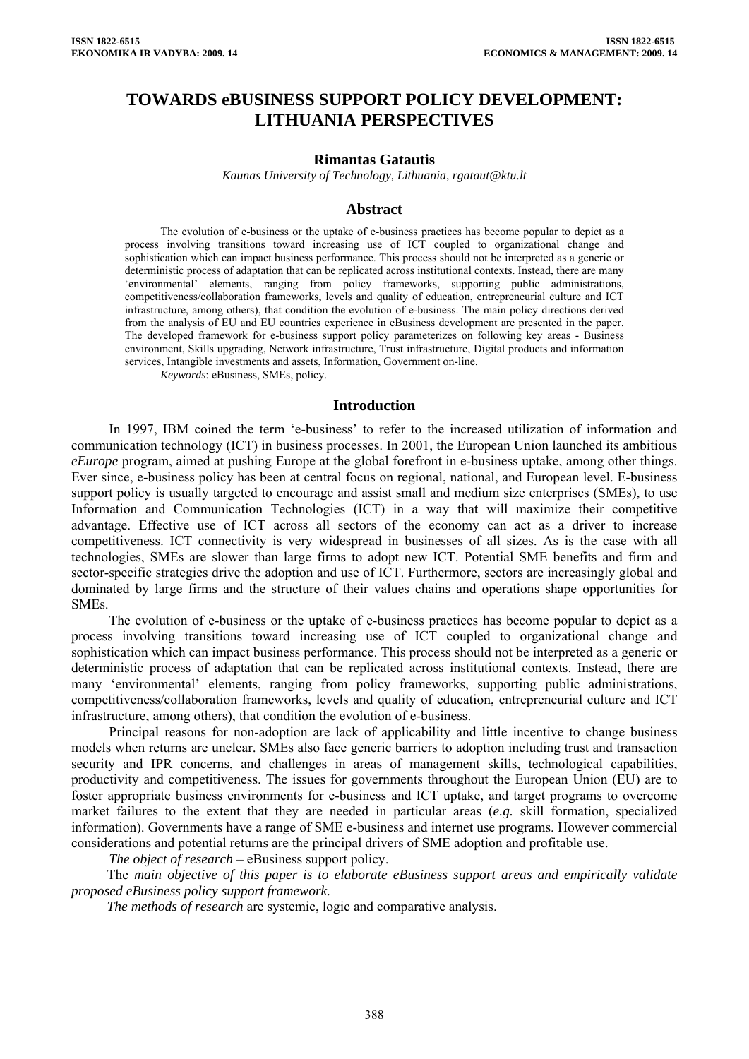# TOWARDS eBUSINESS SUPPORT POLICY DEVELOPMENT: LITHUANIA PERSPECTIVES

**Rimantas Gatautis**

*Kaunas University of Technology, Lithuania, rgataut@ktu.lt*

## Abstract

The evolution of e-business or the uptake of e-business practices has become popular to depict as a process involving transitions toward increasing use of ICT coupled to organizational change and sophistication which can impact business performance. This process should not be interpreted as a generic or deterministic process of adaptation that can be replicated across institutional contexts. Instead, there are many 'environmental' elements, ranging from policy frameworks, supporting public administrations, competitiveness/collaboration frameworks, levels and quality of education, entrepreneurial culture and ICT infrastructure, among others), that condition the evolution of e-business. The main policy directions derived from the analysis of EU and EU countries experience in eBusiness development are presented in the paper. The developed framework for e-business support policy parameterizes on following key areas - Business environment, Skills upgrading, Network infrastructure, Trust infrastructure, Digital products and information services, Intangible investments and assets, Information, Government on-line.

*Keywords*: eBusiness, SMEs, policy.

## Introduction

In 1997, IBM coined the term 'e-business' to refer to the increased utilization of information and communication technology (ICT) in business processes. In 2001, the European Union launched its ambitious *eEurope* program, aimed at pushing Europe at the global forefront in e-business uptake, among other things. Ever since, e-business policy has been at central focus on regional, national, and European level. E-business support policy is usually targeted to encourage and assist small and medium size enterprises (SMEs), to use Information and Communication Technologies (ICT) in a way that will maximize their competitive advantage. Effective use of ICT across all sectors of the economy can act as a driver to increase competitiveness. ICT connectivity is very widespread in businesses of all sizes. As is the case with all technologies, SMEs are slower than large firms to adopt new ICT. Potential SME benefits and firm and sector-specific strategies drive the adoption and use of ICT. Furthermore, sectors are increasingly global and dominated by large firms and the structure of their values chains and operations shape opportunities for SMEs.

The evolution of e-business or the uptake of e-business practices has become popular to depict as a process involving transitions toward increasing use of ICT coupled to organizational change and sophistication which can impact business performance. This process should not be interpreted as a generic or deterministic process of adaptation that can be replicated across institutional contexts. Instead, there are many 'environmental' elements, ranging from policy frameworks, supporting public administrations, competitiveness/collaboration frameworks, levels and quality of education, entrepreneurial culture and ICT infrastructure, among others), that condition the evolution of e-business.

Principal reasons for non-adoption are lack of applicability and little incentive to change business models when returns are unclear. SMEs also face generic barriers to adoption including trust and transaction security and IPR concerns, and challenges in areas of management skills, technological capabilities, productivity and competitiveness. The issues for governments throughout the European Union (EU) are to foster appropriate business environments for e-business and ICT uptake, and target programs to overcome market failures to the extent that they are needed in particular areas (*e.g.* skill formation, specialized information). Governments have a range of SME e-business and internet use programs. However commercial considerations and potential returns are the principal drivers of SME adoption and profitable use.

*The object of research* – eBusiness support policy.

The *main objective of this paper is to elaborate eBusiness support areas and empirically validate proposed eBusiness policy support framework.*

*The methods of research* are systemic, logic and comparative analysis.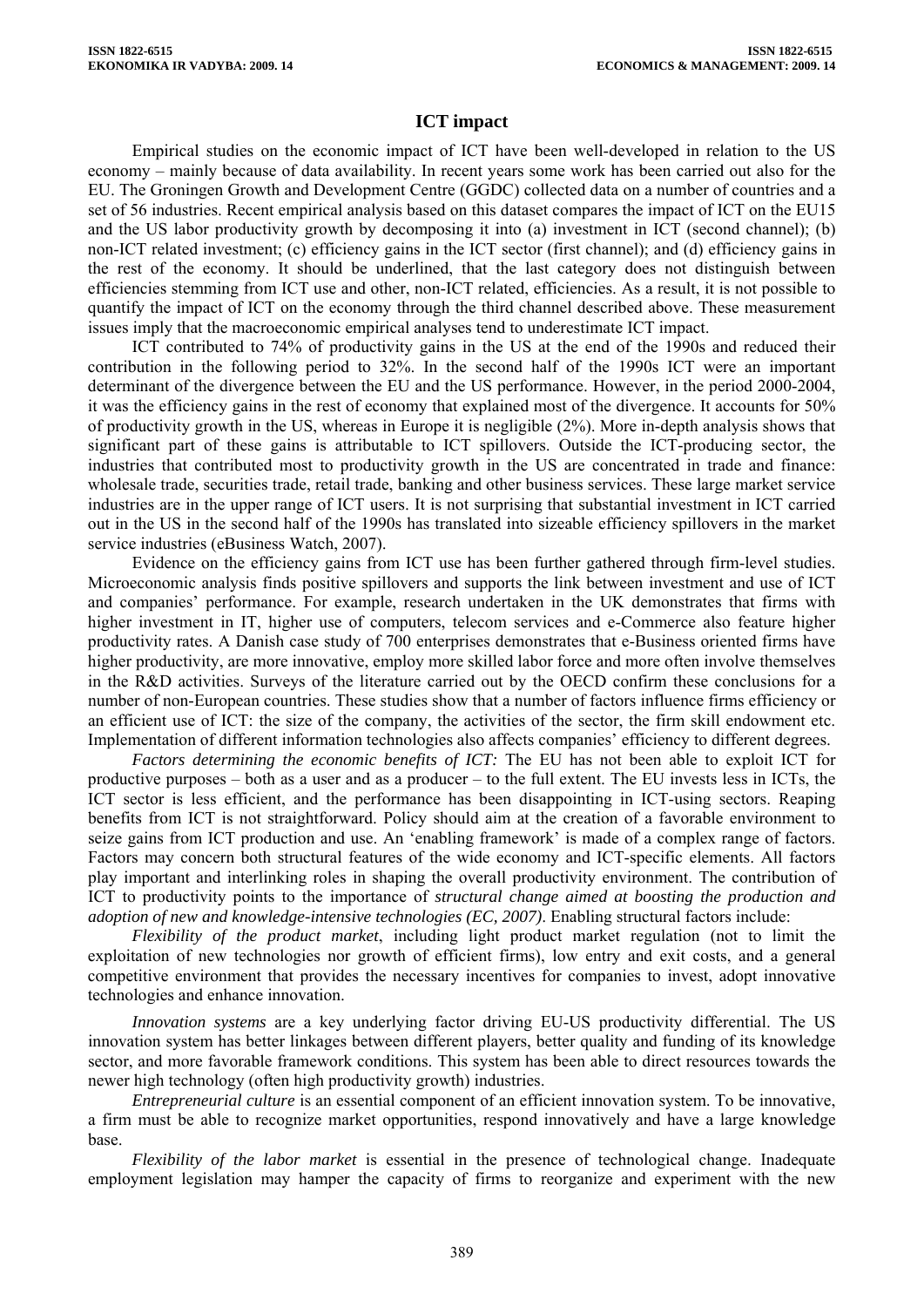## ICT impact

Empirical studies on the economic impact of ICT have been well-developed in relation to the US economy – mainly because of data availability. In recent years some work has been carried out also for the EU. The Groningen Growth and Development Centre (GGDC) collected data on a number of countries and a set of 56 industries. Recent empirical analysis based on this dataset compares the impact of ICT on the EU15 and the US labor productivity growth by decomposing it into (a) investment in ICT (second channel); (b) non-ICT related investment; (c) efficiency gains in the ICT sector (first channel); and (d) efficiency gains in the rest of the economy. It should be underlined, that the last category does not distinguish between efficiencies stemming from ICT use and other, non-ICT related, efficiencies. As a result, it is not possible to quantify the impact of ICT on the economy through the third channel described above. These measurement issues imply that the macroeconomic empirical analyses tend to underestimate ICT impact.

ICT contributed to 74% of productivity gains in the US at the end of the 1990s and reduced their contribution in the following period to 32%. In the second half of the 1990s ICT were an important determinant of the divergence between the EU and the US performance. However, in the period 2000-2004, it was the efficiency gains in the rest of economy that explained most of the divergence. It accounts for 50% of productivity growth in the US, whereas in Europe it is negligible (2%). More in-depth analysis shows that significant part of these gains is attributable to ICT spillovers. Outside the ICT-producing sector, the industries that contributed most to productivity growth in the US are concentrated in trade and finance: wholesale trade, securities trade, retail trade, banking and other business services. These large market service industries are in the upper range of ICT users. It is not surprising that substantial investment in ICT carried out in the US in the second half of the 1990s has translated into sizeable efficiency spillovers in the market service industries (eBusiness Watch, 2007).

Evidence on the efficiency gains from ICT use has been further gathered through firm-level studies. Microeconomic analysis finds positive spillovers and supports the link between investment and use of ICT and companies' performance. For example, research undertaken in the UK demonstrates that firms with higher investment in IT, higher use of computers, telecom services and e-Commerce also feature higher productivity rates. A Danish case study of 700 enterprises demonstrates that e-Business oriented firms have higher productivity, are more innovative, employ more skilled labor force and more often involve themselves in the R&D activities. Surveys of the literature carried out by the OECD confirm these conclusions for a number of non-European countries. These studies show that a number of factors influence firms efficiency or an efficient use of ICT: the size of the company, the activities of the sector, the firm skill endowment etc. Implementation of different information technologies also affects companies' efficiency to different degrees.

*Factors determining the economic benefits of ICT:* The EU has not been able to exploit ICT for productive purposes – both as a user and as a producer – to the full extent. The EU invests less in ICTs, the ICT sector is less efficient, and the performance has been disappointing in ICT-using sectors. Reaping benefits from ICT is not straightforward. Policy should aim at the creation of a favorable environment to seize gains from ICT production and use. An 'enabling framework' is made of a complex range of factors. Factors may concern both structural features of the wide economy and ICT-specific elements. All factors play important and interlinking roles in shaping the overall productivity environment. The contribution of ICT to productivity points to the importance of *structural change aimed at boosting the production and adoption of new and knowledge-intensive technologies (EC, 2007)*. Enabling structural factors include:

*Flexibility of the product market*, including light product market regulation (not to limit the exploitation of new technologies nor growth of efficient firms), low entry and exit costs, and a general competitive environment that provides the necessary incentives for companies to invest, adopt innovative technologies and enhance innovation.

*Innovation systems* are a key underlying factor driving EU-US productivity differential. The US innovation system has better linkages between different players, better quality and funding of its knowledge sector, and more favorable framework conditions. This system has been able to direct resources towards the newer high technology (often high productivity growth) industries.

*Entrepreneurial culture* is an essential component of an efficient innovation system. To be innovative, a firm must be able to recognize market opportunities, respond innovatively and have a large knowledge base.

*Flexibility of the labor market* is essential in the presence of technological change. Inadequate employment legislation may hamper the capacity of firms to reorganize and experiment with the new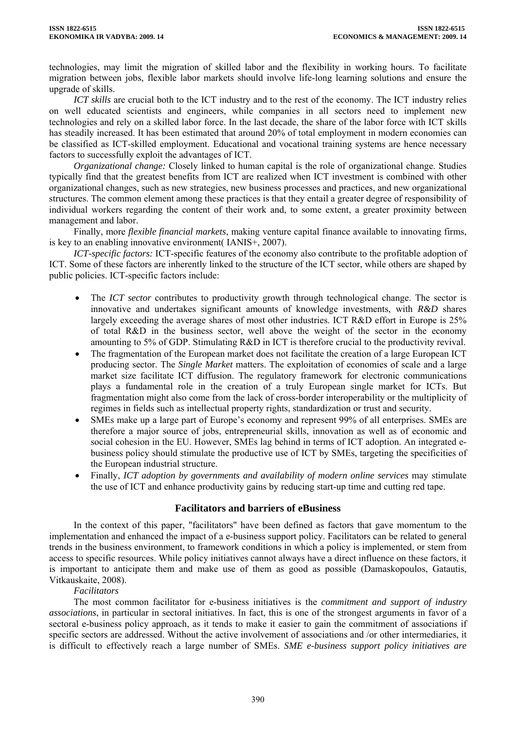technologies, may limit the migration of skilled labor and the flexibility in working hours. To facilitate migration between jobs, flexible labor markets should involve life-long learning solutions and ensure the upgrade of skills.

*ICT skills* are crucial both to the ICT industry and to the rest of the economy. The ICT industry relies on well educated scientists and engineers, while companies in all sectors need to implement new technologies and rely on a skilled labor force. In the last decade, the share of the labor force with ICT skills has steadily increased. It has been estimated that around 20% of total employment in modern economies can be classified as ICT-skilled employment. Educational and vocational training systems are hence necessary factors to successfully exploit the advantages of ICT.

*Organizational change:* Closely linked to human capital is the role of organizational change. Studies typically find that the greatest benefits from ICT are realized when ICT investment is combined with other organizational changes, such as new strategies, new business processes and practices, and new organizational structures. The common element among these practices is that they entail a greater degree of responsibility of individual workers regarding the content of their work and, to some extent, a greater proximity between management and labor.

Finally, more *flexible financial markets*, making venture capital finance available to innovating firms, is key to an enabling innovative environment( IANIS+, 2007).

*ICT-specific factors:* ICT-specific features of the economy also contribute to the profitable adoption of ICT. Some of these factors are inherently linked to the structure of the ICT sector, while others are shaped by public policies. ICT-specific factors include:

- The *ICT sector* contributes to productivity growth through technological change. The sector is innovative and undertakes significant amounts of knowledge investments, with *R&D* shares largely exceeding the average shares of most other industries. ICT R&D effort in Europe is 25% of total R&D in the business sector, well above the weight of the sector in the economy amounting to 5% of GDP. Stimulating R&D in ICT is therefore crucial to the productivity revival.
- The fragmentation of the European market does not facilitate the creation of a large European ICT producing sector. The *Single Market* matters. The exploitation of economies of scale and a large market size facilitate ICT diffusion. The regulatory framework for electronic communications plays a fundamental role in the creation of a truly European single market for ICTs. But fragmentation might also come from the lack of cross-border interoperability or the multiplicity of regimes in fields such as intellectual property rights, standardization or trust and security.
- SMEs make up a large part of Europe's economy and represent 99% of all enterprises. SMEs are therefore a major source of jobs, entrepreneurial skills, innovation as well as of economic and social cohesion in the EU. However, SMEs lag behind in terms of ICT adoption. An integrated e-business policy should stimulate the productive use of ICT by SMEs, targeting the specificities of the European industrial structure.
- Finally, *ICT adoption by governments and availability of modern online services* may stimulate the use of ICT and enhance productivity gains by reducing start-up time and cutting red tape.

## Facilitators and barriers of eBusiness

In the context of this paper, "facilitators" have been defined as factors that gave momentum to the implementation and enhanced the impact of a e-business support policy. Facilitators can be related to general trends in the business environment, to framework conditions in which a policy is implemented, or stem from access to specific resources. While policy initiatives cannot always have a direct influence on these factors, it is important to anticipate them and make use of them as good as possible (Damaskopoulos, Gatautis, Vitkauskaite, 2008).

*Facilitators*

The most common facilitator for e-business initiatives is the *commitment and support of industry associations*, in particular in sectoral initiatives. In fact, this is one of the strongest arguments in favor of a sectoral e-business policy approach, as it tends to make it easier to gain the commitment of associations if specific sectors are addressed. Without the active involvement of associations and /or other intermediaries, it is difficult to effectively reach a large number of SMEs. *SME e-business support policy initiatives are*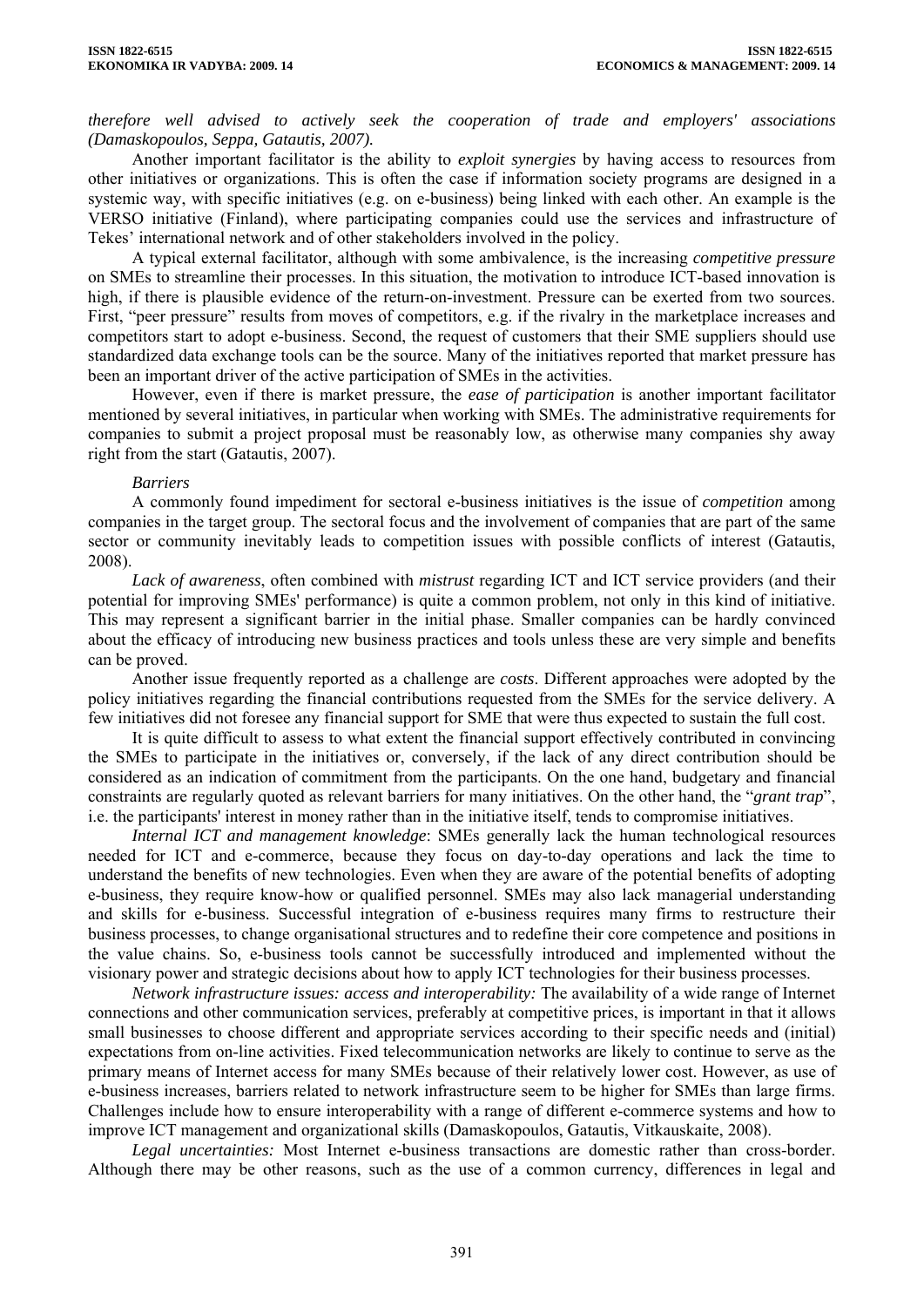*therefore well advised to actively seek the cooperation of trade and employers' associations (Damaskopoulos, Seppa, Gatautis, 2007).*

Another important facilitator is the ability to *exploit synergies* by having access to resources from other initiatives or organizations. This is often the case if information society programs are designed in a systemic way, with specific initiatives (e.g. on e-business) being linked with each other. An example is the VERSO initiative (Finland), where participating companies could use the services and infrastructure of Tekes' international network and of other stakeholders involved in the policy.

A typical external facilitator, although with some ambivalence, is the increasing *competitive pressure* on SMEs to streamline their processes. In this situation, the motivation to introduce ICT-based innovation is high, if there is plausible evidence of the return-on-investment. Pressure can be exerted from two sources. First, "peer pressure" results from moves of competitors, e.g. if the rivalry in the marketplace increases and competitors start to adopt e-business. Second, the request of customers that their SME suppliers should use standardized data exchange tools can be the source. Many of the initiatives reported that market pressure has been an important driver of the active participation of SMEs in the activities.

However, even if there is market pressure, the *ease of participation* is another important facilitator mentioned by several initiatives, in particular when working with SMEs. The administrative requirements for companies to submit a project proposal must be reasonably low, as otherwise many companies shy away right from the start (Gatautis, 2007).

*Barriers*

A commonly found impediment for sectoral e-business initiatives is the issue of *competition* among companies in the target group. The sectoral focus and the involvement of companies that are part of the same sector or community inevitably leads to competition issues with possible conflicts of interest (Gatautis, 2008).

*Lack of awareness*, often combined with *mistrust* regarding ICT and ICT service providers (and their potential for improving SMEs' performance) is quite a common problem, not only in this kind of initiative. This may represent a significant barrier in the initial phase. Smaller companies can be hardly convinced about the efficacy of introducing new business practices and tools unless these are very simple and benefits can be proved.

Another issue frequently reported as a challenge are *costs*. Different approaches were adopted by the policy initiatives regarding the financial contributions requested from the SMEs for the service delivery. A few initiatives did not foresee any financial support for SME that were thus expected to sustain the full cost.

It is quite difficult to assess to what extent the financial support effectively contributed in convincing the SMEs to participate in the initiatives or, conversely, if the lack of any direct contribution should be considered as an indication of commitment from the participants. On the one hand, budgetary and financial constraints are regularly quoted as relevant barriers for many initiatives. On the other hand, the "*grant trap*", i.e. the participants' interest in money rather than in the initiative itself, tends to compromise initiatives.

*Internal ICT and management knowledge*: SMEs generally lack the human technological resources needed for ICT and e-commerce, because they focus on day-to-day operations and lack the time to understand the benefits of new technologies. Even when they are aware of the potential benefits of adopting e-business, they require know-how or qualified personnel. SMEs may also lack managerial understanding and skills for e-business. Successful integration of e-business requires many firms to restructure their business processes, to change organisational structures and to redefine their core competence and positions in the value chains. So, e-business tools cannot be successfully introduced and implemented without the visionary power and strategic decisions about how to apply ICT technologies for their business processes.

*Network infrastructure issues: access and interoperability:* The availability of a wide range of Internet connections and other communication services, preferably at competitive prices, is important in that it allows small businesses to choose different and appropriate services according to their specific needs and (initial) expectations from on-line activities. Fixed telecommunication networks are likely to continue to serve as the primary means of Internet access for many SMEs because of their relatively lower cost. However, as use of e-business increases, barriers related to network infrastructure seem to be higher for SMEs than large firms. Challenges include how to ensure interoperability with a range of different e-commerce systems and how to improve ICT management and organizational skills (Damaskopoulos, Gatautis, Vitkauskaite, 2008).

*Legal uncertainties:* Most Internet e-business transactions are domestic rather than cross-border. Although there may be other reasons, such as the use of a common currency, differences in legal and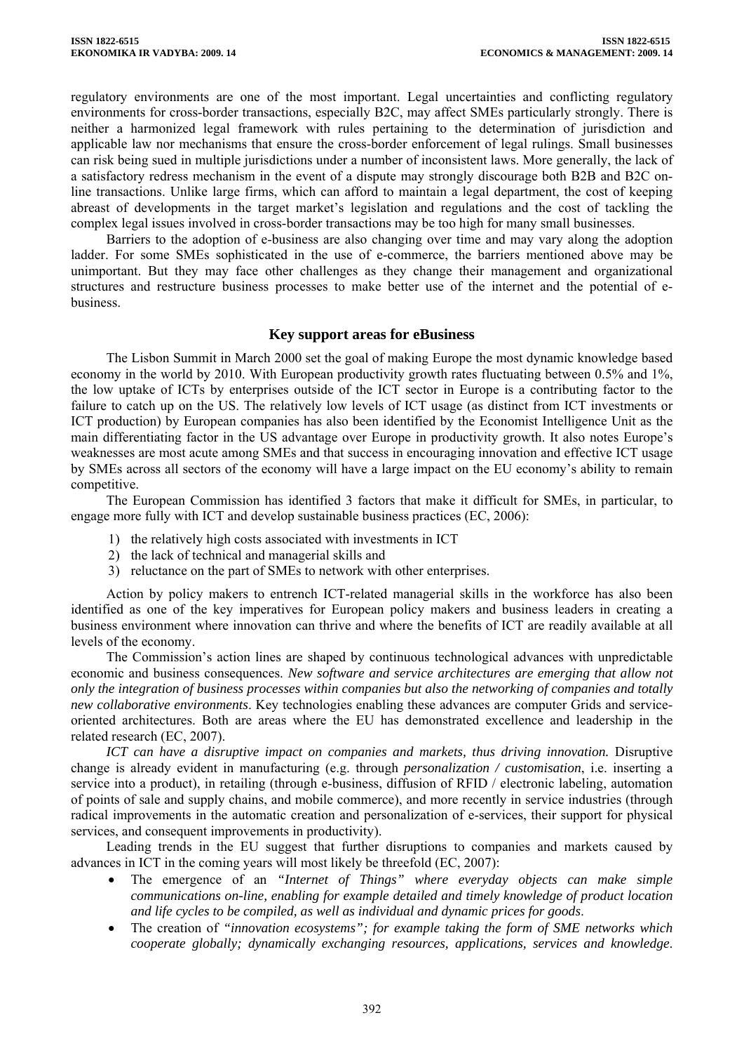regulatory environments are one of the most important. Legal uncertainties and conflicting regulatory environments for cross-border transactions, especially B2C, may affect SMEs particularly strongly. There is neither a harmonized legal framework with rules pertaining to the determination of jurisdiction and applicable law nor mechanisms that ensure the cross-border enforcement of legal rulings. Small businesses can risk being sued in multiple jurisdictions under a number of inconsistent laws. More generally, the lack of a satisfactory redress mechanism in the event of a dispute may strongly discourage both B2B and B2C on-line transactions. Unlike large firms, which can afford to maintain a legal department, the cost of keeping abreast of developments in the target market's legislation and regulations and the cost of tackling the complex legal issues involved in cross-border transactions may be too high for many small businesses.

Barriers to the adoption of e-business are also changing over time and may vary along the adoption ladder. For some SMEs sophisticated in the use of e-commerce, the barriers mentioned above may be unimportant. But they may face other challenges as they change their management and organizational structures and restructure business processes to make better use of the internet and the potential of e-business.

## Key support areas for eBusiness

The Lisbon Summit in March 2000 set the goal of making Europe the most dynamic knowledge based economy in the world by 2010. With European productivity growth rates fluctuating between 0.5% and 1%, the low uptake of ICTs by enterprises outside of the ICT sector in Europe is a contributing factor to the failure to catch up on the US. The relatively low levels of ICT usage (as distinct from ICT investments or ICT production) by European companies has also been identified by the Economist Intelligence Unit as the main differentiating factor in the US advantage over Europe in productivity growth. It also notes Europe's weaknesses are most acute among SMEs and that success in encouraging innovation and effective ICT usage by SMEs across all sectors of the economy will have a large impact on the EU economy's ability to remain competitive.

The European Commission has identified 3 factors that make it difficult for SMEs, in particular, to engage more fully with ICT and develop sustainable business practices (EC, 2006):

1) the relatively high costs associated with investments in ICT
2) the lack of technical and managerial skills and
3) reluctance on the part of SMEs to network with other enterprises.

Action by policy makers to entrench ICT-related managerial skills in the workforce has also been identified as one of the key imperatives for European policy makers and business leaders in creating a business environment where innovation can thrive and where the benefits of ICT are readily available at all levels of the economy.

The Commission's action lines are shaped by continuous technological advances with unpredictable economic and business consequences. *New software and service architectures are emerging that allow not only the integration of business processes within companies but also the networking of companies and totally new collaborative environments*. Key technologies enabling these advances are computer Grids and service-oriented architectures. Both are areas where the EU has demonstrated excellence and leadership in the related research (EC, 2007).

*ICT can have a disruptive impact on companies and markets, thus driving innovation.* Disruptive change is already evident in manufacturing (e.g. through *personalization / customisation*, i.e. inserting a service into a product), in retailing (through e-business, diffusion of RFID / electronic labeling, automation of points of sale and supply chains, and mobile commerce), and more recently in service industries (through radical improvements in the automatic creation and personalization of e-services, their support for physical services, and consequent improvements in productivity).

Leading trends in the EU suggest that further disruptions to companies and markets caused by advances in ICT in the coming years will most likely be threefold (EC, 2007):

- The emergence of an *"Internet of Things" where everyday objects can make simple communications on-line, enabling for example detailed and timely knowledge of product location and life cycles to be compiled, as well as individual and dynamic prices for goods*.
- The creation of *"innovation ecosystems"; for example taking the form of SME networks which cooperate globally; dynamically exchanging resources, applications, services and knowledge*.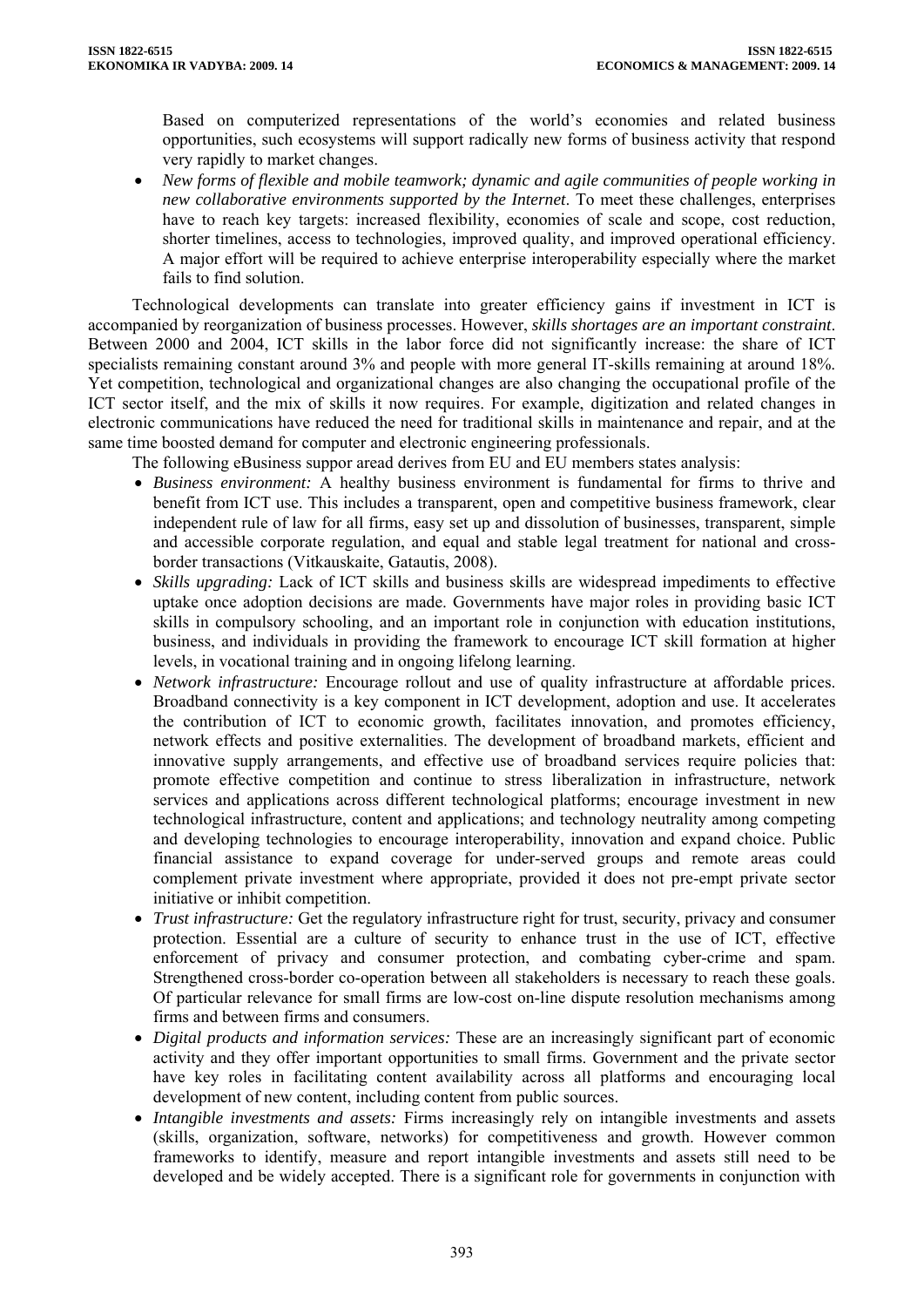Based on computerized representations of the world's economies and related business opportunities, such ecosystems will support radically new forms of business activity that respond very rapidly to market changes.

- *New forms of flexible and mobile teamwork; dynamic and agile communities of people working in new collaborative environments supported by the Internet*. To meet these challenges, enterprises have to reach key targets: increased flexibility, economies of scale and scope, cost reduction, shorter timelines, access to technologies, improved quality, and improved operational efficiency. A major effort will be required to achieve enterprise interoperability especially where the market fails to find solution.

Technological developments can translate into greater efficiency gains if investment in ICT is accompanied by reorganization of business processes. However, *skills shortages are an important constraint*. Between 2000 and 2004, ICT skills in the labor force did not significantly increase: the share of ICT specialists remaining constant around 3% and people with more general IT-skills remaining at around 18%. Yet competition, technological and organizational changes are also changing the occupational profile of the ICT sector itself, and the mix of skills it now requires. For example, digitization and related changes in electronic communications have reduced the need for traditional skills in maintenance and repair, and at the same time boosted demand for computer and electronic engineering professionals.

The following eBusiness suppor aread derives from EU and EU members states analysis:

- *Business environment:* A healthy business environment is fundamental for firms to thrive and benefit from ICT use. This includes a transparent, open and competitive business framework, clear independent rule of law for all firms, easy set up and dissolution of businesses, transparent, simple and accessible corporate regulation, and equal and stable legal treatment for national and cross-border transactions (Vitkauskaite, Gatautis, 2008).
- *Skills upgrading:* Lack of ICT skills and business skills are widespread impediments to effective uptake once adoption decisions are made. Governments have major roles in providing basic ICT skills in compulsory schooling, and an important role in conjunction with education institutions, business, and individuals in providing the framework to encourage ICT skill formation at higher levels, in vocational training and in ongoing lifelong learning.
- *Network infrastructure:* Encourage rollout and use of quality infrastructure at affordable prices. Broadband connectivity is a key component in ICT development, adoption and use. It accelerates the contribution of ICT to economic growth, facilitates innovation, and promotes efficiency, network effects and positive externalities. The development of broadband markets, efficient and innovative supply arrangements, and effective use of broadband services require policies that: promote effective competition and continue to stress liberalization in infrastructure, network services and applications across different technological platforms; encourage investment in new technological infrastructure, content and applications; and technology neutrality among competing and developing technologies to encourage interoperability, innovation and expand choice. Public financial assistance to expand coverage for under-served groups and remote areas could complement private investment where appropriate, provided it does not pre-empt private sector initiative or inhibit competition.
- *Trust infrastructure:* Get the regulatory infrastructure right for trust, security, privacy and consumer protection. Essential are a culture of security to enhance trust in the use of ICT, effective enforcement of privacy and consumer protection, and combating cyber-crime and spam. Strengthened cross-border co-operation between all stakeholders is necessary to reach these goals. Of particular relevance for small firms are low-cost on-line dispute resolution mechanisms among firms and between firms and consumers.
- *Digital products and information services:* These are an increasingly significant part of economic activity and they offer important opportunities to small firms. Government and the private sector have key roles in facilitating content availability across all platforms and encouraging local development of new content, including content from public sources.
- *Intangible investments and assets:* Firms increasingly rely on intangible investments and assets (skills, organization, software, networks) for competitiveness and growth. However common frameworks to identify, measure and report intangible investments and assets still need to be developed and be widely accepted. There is a significant role for governments in conjunction with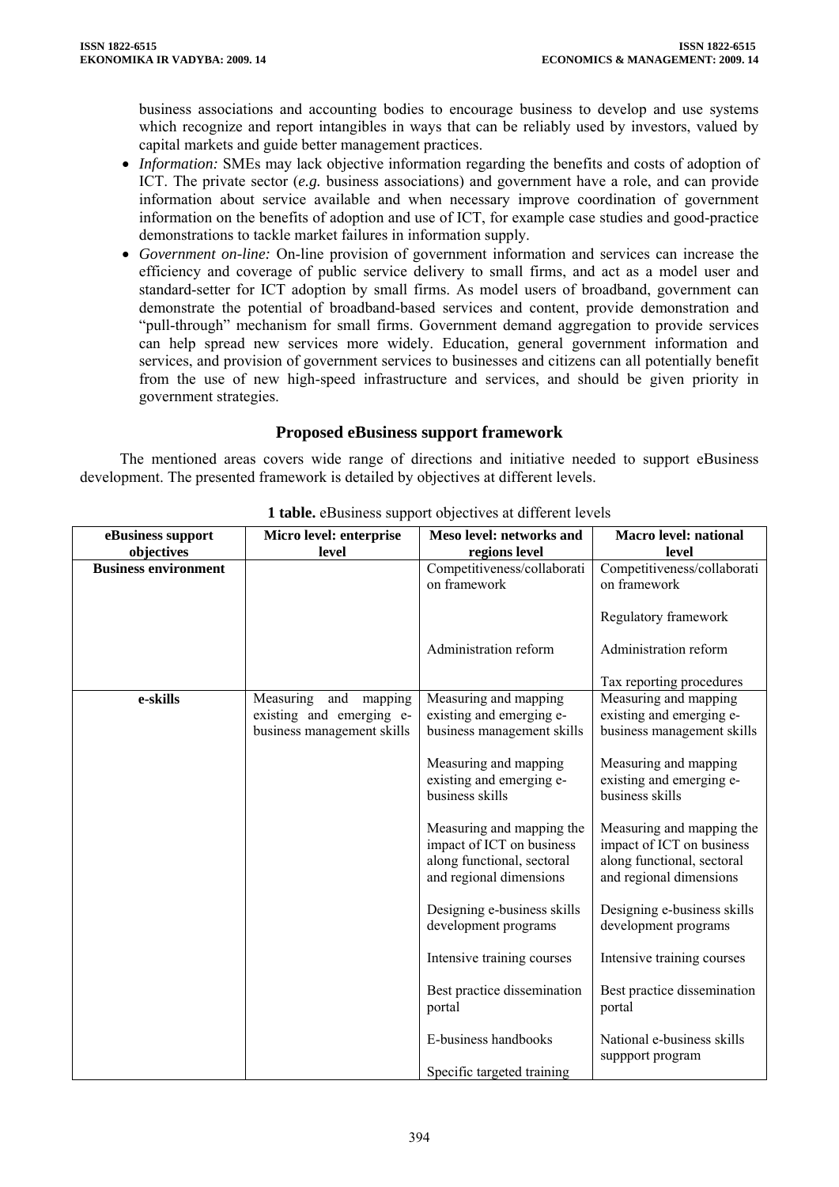business associations and accounting bodies to encourage business to develop and use systems which recognize and report intangibles in ways that can be reliably used by investors, valued by capital markets and guide better management practices.

- *Information:* SMEs may lack objective information regarding the benefits and costs of adoption of ICT. The private sector (*e.g.* business associations) and government have a role, and can provide information about service available and when necessary improve coordination of government information on the benefits of adoption and use of ICT, for example case studies and good-practice demonstrations to tackle market failures in information supply.
- *Government on-line:* On-line provision of government information and services can increase the efficiency and coverage of public service delivery to small firms, and act as a model user and standard-setter for ICT adoption by small firms. As model users of broadband, government can demonstrate the potential of broadband-based services and content, provide demonstration and "pull-through" mechanism for small firms. Government demand aggregation to provide services can help spread new services more widely. Education, general government information and services, and provision of government services to businesses and citizens can all potentially benefit from the use of new high-speed infrastructure and services, and should be given priority in government strategies.

## Proposed eBusiness support framework

The mentioned areas covers wide range of directions and initiative needed to support eBusiness development. The presented framework is detailed by objectives at different levels.

**1 table.** eBusiness support objectives at different levels

| eBusiness support objectives | Micro level: enterprise level | Meso level: networks and regions level | Macro level: national level |
|---|---|---|---|
| **Business environment** | | Competitiveness/collaboration framework | Competitiveness/collaboration framework |
| | | | Regulatory framework |
| | | Administration reform | Administration reform |
| | | | Tax reporting procedures |
| **e-skills** | Measuring and mapping existing and emerging e-business management skills | Measuring and mapping existing and emerging e-business management skills | Measuring and mapping existing and emerging e-business management skills |
| | | Measuring and mapping existing and emerging e-business skills | Measuring and mapping existing and emerging e-business skills |
| | | Measuring and mapping the impact of ICT on business along functional, sectoral and regional dimensions | Measuring and mapping the impact of ICT on business along functional, sectoral and regional dimensions |
| | | Designing e-business skills development programs | Designing e-business skills development programs |
| | | Intensive training courses | Intensive training courses |
| | | Best practice dissemination portal | Best practice dissemination portal |
| | | E-business handbooks | National e-business skills suppport program |
| | | Specific targeted training | |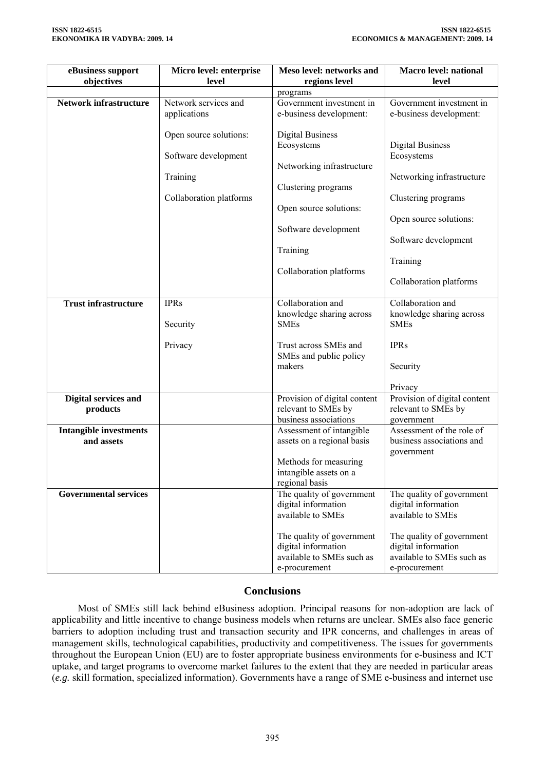| eBusiness support objectives | Micro level: enterprise level | Meso level: networks and regions level | Macro level: national level |
|---|---|---|---|
| | | programs | |
| **Network infrastructure** | Network services and applications<br><br>Open source solutions:<br><br>Software development<br><br>Training<br><br>Collaboration platforms | Government investment in e-business development:<br><br>Digital Business Ecosystems<br><br>Networking infrastructure<br><br>Clustering programs<br><br>Open source solutions:<br><br>Software development<br><br>Training<br><br>Collaboration platforms | Government investment in e-business development:<br><br>Digital Business Ecosystems<br><br>Networking infrastructure<br><br>Clustering programs<br><br>Open source solutions:<br><br>Software development<br><br>Training<br><br>Collaboration platforms |
| **Trust infrastructure** | IPRs<br><br>Security<br><br>Privacy | Collaboration and knowledge sharing across SMEs<br><br>Trust across SMEs and SMEs and public policy makers | Collaboration and knowledge sharing across SMEs<br><br>IPRs<br><br>Security<br><br>Privacy |
| **Digital services and products** | | Provision of digital content relevant to SMEs by business associations | Provision of digital content relevant to SMEs by government |
| **Intangible investments and assets** | | Assessment of intangible assets on a regional basis<br><br>Methods for measuring intangible assets on a regional basis | Assessment of the role of business associations and government |
| **Governmental services** | | The quality of government digital information available to SMEs<br><br>The quality of government digital information available to SMEs such as e-procurement | The quality of government digital information available to SMEs<br><br>The quality of government digital information available to SMEs such as e-procurement |

## Conclusions

Most of SMEs still lack behind eBusiness adoption. Principal reasons for non-adoption are lack of applicability and little incentive to change business models when returns are unclear. SMEs also face generic barriers to adoption including trust and transaction security and IPR concerns, and challenges in areas of management skills, technological capabilities, productivity and competitiveness. The issues for governments throughout the European Union (EU) are to foster appropriate business environments for e-business and ICT uptake, and target programs to overcome market failures to the extent that they are needed in particular areas (*e.g.* skill formation, specialized information). Governments have a range of SME e-business and internet use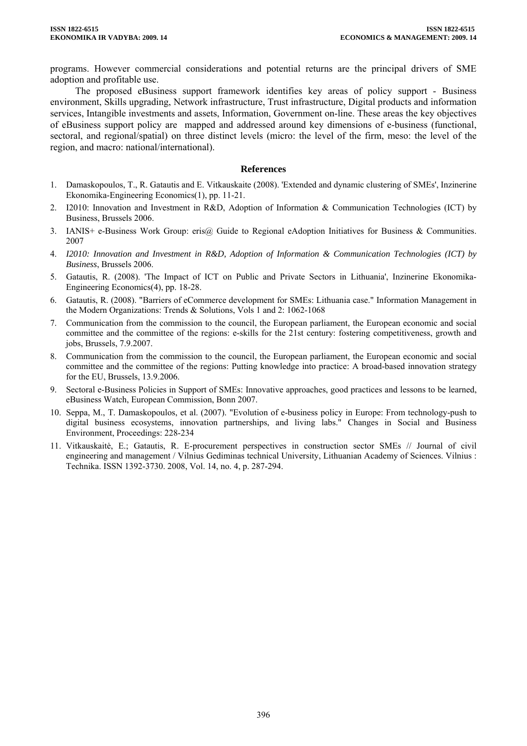programs. However commercial considerations and potential returns are the principal drivers of SME adoption and profitable use.

The proposed eBusiness support framework identifies key areas of policy support - Business environment, Skills upgrading, Network infrastructure, Trust infrastructure, Digital products and information services, Intangible investments and assets, Information, Government on-line. These areas the key objectives of eBusiness support policy are mapped and addressed around key dimensions of e-business (functional, sectoral, and regional/spatial) on three distinct levels (micro: the level of the firm, meso: the level of the region, and macro: national/international).

## References

1. Damaskopoulos, T., R. Gatautis and E. Vitkauskaite (2008). 'Extended and dynamic clustering of SMEs', Inzinerine Ekonomika-Engineering Economics(1), pp. 11-21.
2. I2010: Innovation and Investment in R&D, Adoption of Information & Communication Technologies (ICT) by Business, Brussels 2006.
3. IANIS+ e-Business Work Group: eris@ Guide to Regional eAdoption Initiatives for Business & Communities. 2007
4. *I2010: Innovation and Investment in R&D, Adoption of Information & Communication Technologies (ICT) by Business*, Brussels 2006.
5. Gatautis, R. (2008). 'The Impact of ICT on Public and Private Sectors in Lithuania', Inzinerine Ekonomika-Engineering Economics(4), pp. 18-28.
6. Gatautis, R. (2008). "Barriers of eCommerce development for SMEs: Lithuania case." Information Management in the Modern Organizations: Trends & Solutions, Vols 1 and 2: 1062-1068
7. Communication from the commission to the council, the European parliament, the European economic and social committee and the committee of the regions: e-skills for the 21st century: fostering competitiveness, growth and jobs, Brussels, 7.9.2007.
8. Communication from the commission to the council, the European parliament, the European economic and social committee and the committee of the regions: Putting knowledge into practice: A broad-based innovation strategy for the EU, Brussels, 13.9.2006.
9. Sectoral e-Business Policies in Support of SMEs: Innovative approaches, good practices and lessons to be learned, eBusiness Watch, European Commission, Bonn 2007.
10. Seppa, M., T. Damaskopoulos, et al. (2007). "Evolution of e-business policy in Europe: From technology-push to digital business ecosystems, innovation partnerships, and living labs." Changes in Social and Business Environment, Proceedings: 228-234
11. Vitkauskaitė, E.; Gatautis, R. E-procurement perspectives in construction sector SMEs // Journal of civil engineering and management / Vilnius Gediminas technical University, Lithuanian Academy of Sciences. Vilnius : Technika. ISSN 1392-3730. 2008, Vol. 14, no. 4, p. 287-294.